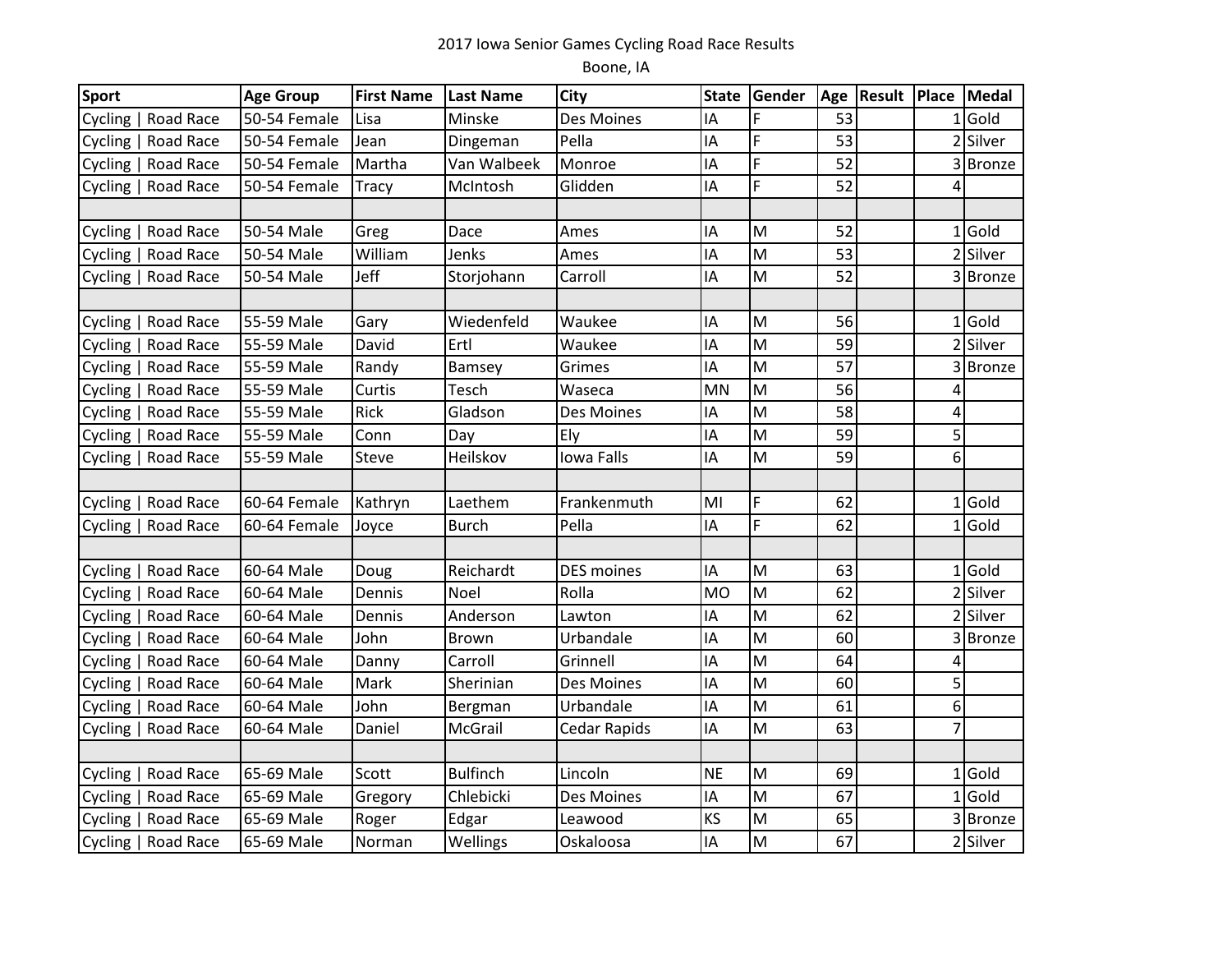2017 Iowa Senior Games Cycling Road Race Results

Boone, IA

| Sport | Age Group | First Name | Last Name | City | State | Gender | Age | Result | Place | Medal |
|---|---|---|---|---|---|---|---|---|---|---|
| Cycling \| Road Race | 50-54 Female | Lisa | Minske | Des Moines | IA | F | 53 | | 1 | Gold |
| Cycling \| Road Race | 50-54 Female | Jean | Dingeman | Pella | IA | F | 53 | | 2 | Silver |
| Cycling \| Road Race | 50-54 Female | Martha | Van Walbeek | Monroe | IA | F | 52 | | 3 | Bronze |
| Cycling \| Road Race | 50-54 Female | Tracy | McIntosh | Glidden | IA | F | 52 | | 4 | |
| | | | | | | | | | | |
| Cycling \| Road Race | 50-54 Male | Greg | Dace | Ames | IA | M | 52 | | 1 | Gold |
| Cycling \| Road Race | 50-54 Male | William | Jenks | Ames | IA | M | 53 | | 2 | Silver |
| Cycling \| Road Race | 50-54 Male | Jeff | Storjohann | Carroll | IA | M | 52 | | 3 | Bronze |
| | | | | | | | | | | |
| Cycling \| Road Race | 55-59 Male | Gary | Wiedenfeld | Waukee | IA | M | 56 | | 1 | Gold |
| Cycling \| Road Race | 55-59 Male | David | Ertl | Waukee | IA | M | 59 | | 2 | Silver |
| Cycling \| Road Race | 55-59 Male | Randy | Bamsey | Grimes | IA | M | 57 | | 3 | Bronze |
| Cycling \| Road Race | 55-59 Male | Curtis | Tesch | Waseca | MN | M | 56 | | 4 | |
| Cycling \| Road Race | 55-59 Male | Rick | Gladson | Des Moines | IA | M | 58 | | 4 | |
| Cycling \| Road Race | 55-59 Male | Conn | Day | Ely | IA | M | 59 | | 5 | |
| Cycling \| Road Race | 55-59 Male | Steve | Heilskov | Iowa Falls | IA | M | 59 | | 6 | |
| | | | | | | | | | | |
| Cycling \| Road Race | 60-64 Female | Kathryn | Laethem | Frankenmuth | MI | F | 62 | | 1 | Gold |
| Cycling \| Road Race | 60-64 Female | Joyce | Burch | Pella | IA | F | 62 | | 1 | Gold |
| | | | | | | | | | | |
| Cycling \| Road Race | 60-64 Male | Doug | Reichardt | DES moines | IA | M | 63 | | 1 | Gold |
| Cycling \| Road Race | 60-64 Male | Dennis | Noel | Rolla | MO | M | 62 | | 2 | Silver |
| Cycling \| Road Race | 60-64 Male | Dennis | Anderson | Lawton | IA | M | 62 | | 2 | Silver |
| Cycling \| Road Race | 60-64 Male | John | Brown | Urbandale | IA | M | 60 | | 3 | Bronze |
| Cycling \| Road Race | 60-64 Male | Danny | Carroll | Grinnell | IA | M | 64 | | 4 | |
| Cycling \| Road Race | 60-64 Male | Mark | Sherinian | Des Moines | IA | M | 60 | | 5 | |
| Cycling \| Road Race | 60-64 Male | John | Bergman | Urbandale | IA | M | 61 | | 6 | |
| Cycling \| Road Race | 60-64 Male | Daniel | McGrail | Cedar Rapids | IA | M | 63 | | 7 | |
| | | | | | | | | | | |
| Cycling \| Road Race | 65-69 Male | Scott | Bulfinch | Lincoln | NE | M | 69 | | 1 | Gold |
| Cycling \| Road Race | 65-69 Male | Gregory | Chlebicki | Des Moines | IA | M | 67 | | 1 | Gold |
| Cycling \| Road Race | 65-69 Male | Roger | Edgar | Leawood | KS | M | 65 | | 3 | Bronze |
| Cycling \| Road Race | 65-69 Male | Norman | Wellings | Oskaloosa | IA | M | 67 | | 2 | Silver |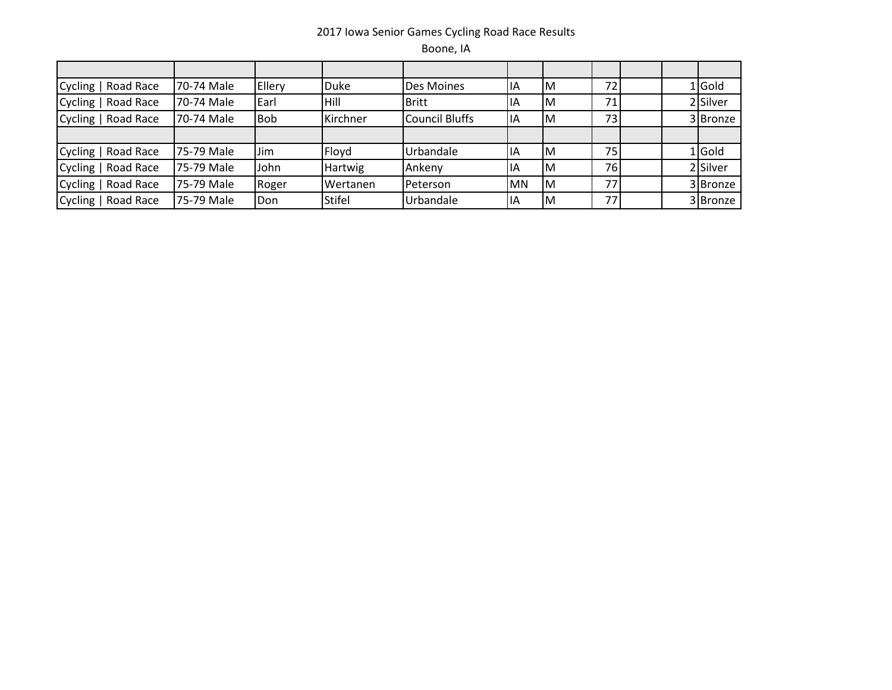2017 Iowa Senior Games Cycling Road Race Results

Boone, IA

| | | | | | | | | | | |
|---|---|---|---|---|---|---|---|---|---|---|
| Cycling \| Road Race | 70-74 Male | Ellery | Duke | Des Moines | IA | M | 72 | | 1 | Gold |
| Cycling \| Road Race | 70-74 Male | Earl | Hill | Britt | IA | M | 71 | | 2 | Silver |
| Cycling \| Road Race | 70-74 Male | Bob | Kirchner | Council Bluffs | IA | M | 73 | | 3 | Bronze |
| | | | | | | | | | | |
| Cycling \| Road Race | 75-79 Male | Jim | Floyd | Urbandale | IA | M | 75 | | 1 | Gold |
| Cycling \| Road Race | 75-79 Male | John | Hartwig | Ankeny | IA | M | 76 | | 2 | Silver |
| Cycling \| Road Race | 75-79 Male | Roger | Wertanen | Peterson | MN | M | 77 | | 3 | Bronze |
| Cycling \| Road Race | 75-79 Male | Don | Stifel | Urbandale | IA | M | 77 | | 3 | Bronze |